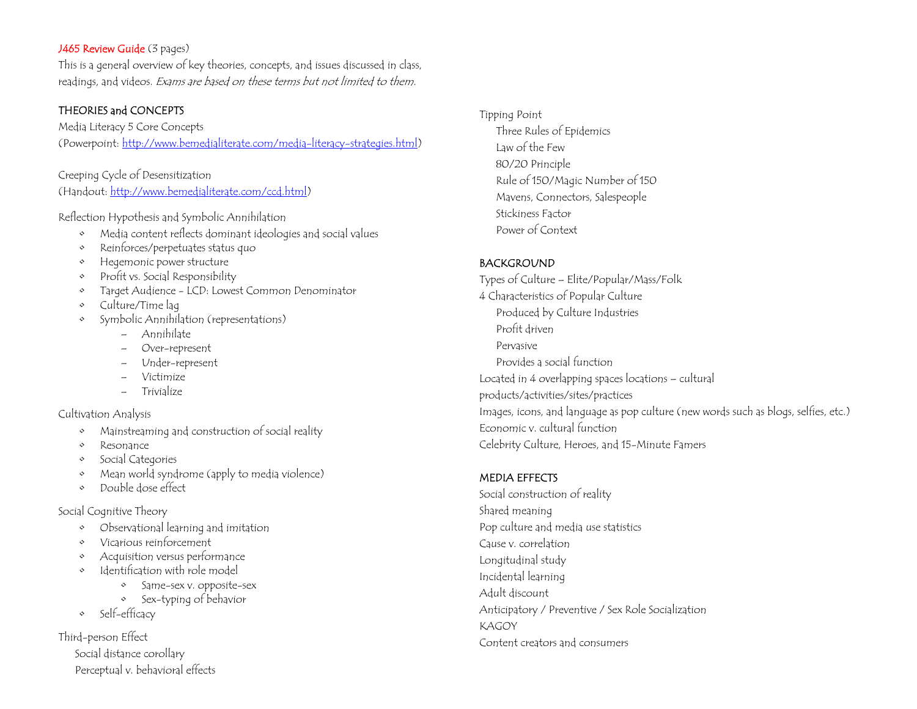J465 Review Guide (3 pages)

This is a general overview of key theories, concepts, and issues discussed in class, readings, and videos. *Exams are based on these terms but not limited to them.*

## THEORIES and CONCEPTS

Media Literacy 5 Core Concepts
(Powerpoint: [http://www.bemedialiterate.com/media-literacy-strategies.html](http://www.bemedialiterate.com/media-literacy-strategies.html))

Creeping Cycle of Desensitization
(Handout: [http://www.bemedialiterate.com/ccd.html](http://www.bemedialiterate.com/ccd.html))

Reflection Hypothesis and Symbolic Annihilation

- Media content reflects dominant ideologies and social values
- Reinforces/perpetuates status quo
- Hegemonic power structure
- Profit vs. Social Responsibility
- Target Audience - LCD: Lowest Common Denominator
- Culture/Time lag
- Symbolic Annihilation (representations)
  - Annihilate
  - Over-represent
  - Under-represent
  - Victimize
  - Trivialize

Cultivation Analysis

- Mainstreaming and construction of social reality
- Resonance
- Social Categories
- Mean world syndrome (apply to media violence)
- Double dose effect

Social Cognitive Theory

- Observational learning and imitation
- Vicarious reinforcement
- Acquisition versus performance
- Identification with role model
  - Same-sex v. opposite-sex
  - Sex-typing of behavior
- Self-efficacy

Third-person Effect

- Social distance corollary
- Perceptual v. behavioral effects

Tipping Point

- Three Rules of Epidemics
- Law of the Few
- 80/20 Principle
- Rule of 150/Magic Number of 150
- Mavens, Connectors, Salespeople
- Stickiness Factor
- Power of Context

## BACKGROUND

Types of Culture – Elite/Popular/Mass/Folk

4 Characteristics of Popular Culture

- Produced by Culture Industries
- Profit driven
- Pervasive
- Provides a social function

Located in 4 overlapping spaces locations – cultural products/activities/sites/practices

Images, icons, and language as pop culture (new words such as blogs, selfies, etc.)

Economic v. cultural function

Celebrity Culture, Heroes, and 15-Minute Famers

## MEDIA EFFECTS

Social construction of reality

Shared meaning

Pop culture and media use statistics

Cause v. correlation

Longitudinal study

Incidental learning

Adult discount

Anticipatory / Preventive / Sex Role Socialization

KAGOY

Content creators and consumers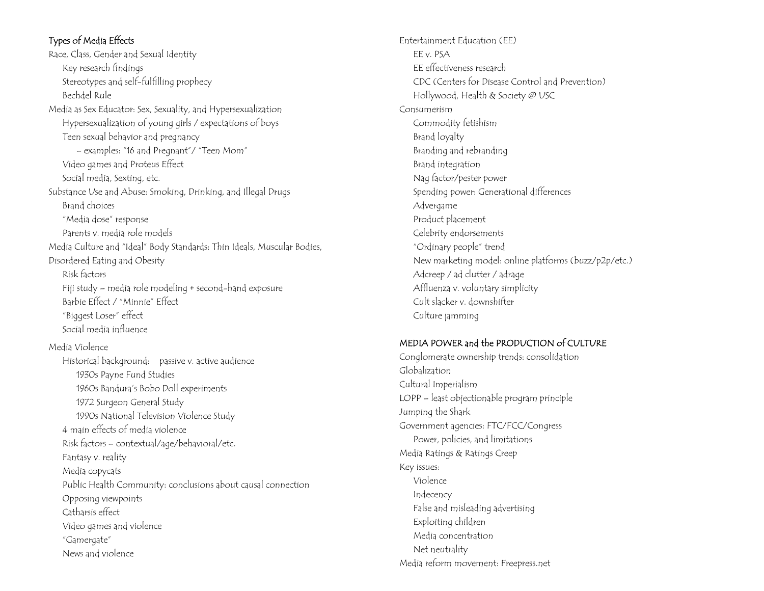## Types of Media Effects

- Race, Class, Gender and Sexual Identity
  - Key research findings
  - Stereotypes and self-fulfilling prophecy
  - Bechdel Rule
- Media as Sex Educator: Sex, Sexuality, and Hypersexualization
  - Hypersexualization of young girls / expectations of boys
  - Teen sexual behavior and pregnancy
    - – examples: "16 and Pregnant"/ "Teen Mom"
  - Video games and Proteus Effect
  - Social media, Sexting, etc.
- Substance Use and Abuse: Smoking, Drinking, and Illegal Drugs
  - Brand choices
  - "Media dose" response
  - Parents v. media role models
- Media Culture and "Ideal" Body Standards: Thin Ideals, Muscular Bodies, Disordered Eating and Obesity
  - Risk factors
  - Fiji study – media role modeling + second-hand exposure
  - Barbie Effect / "Minnie" Effect
  - "Biggest Loser" effect
  - Social media influence
- Media Violence
  - Historical background: passive v. active audience
    - 1930s Payne Fund Studies
    - 1960s Bandura's Bobo Doll experiments
    - 1972 Surgeon General Study
    - 1990s National Television Violence Study
  - 4 main effects of media violence
  - Risk factors – contextual/age/behavioral/etc.
  - Fantasy v. reality
  - Media copycats
  - Public Health Community: conclusions about causal connection
  - Opposing viewpoints
  - Catharsis effect
  - Video games and violence
  - "Gamergate"
  - News and violence
- Entertainment Education (EE)
  - EE v. PSA
  - EE effectiveness research
  - CDC (Centers for Disease Control and Prevention)
  - Hollywood, Health & Society @ USC
- Consumerism
  - Commodity fetishism
  - Brand loyalty
  - Branding and rebranding
  - Brand integration
  - Nag factor/pester power
  - Spending power: Generational differences
  - Advergame
  - Product placement
  - Celebrity endorsements
  - "Ordinary people" trend
  - New marketing model: online platforms (buzz/p2p/etc.)
  - Adcreep / ad clutter / adrage
  - Affluenza v. voluntary simplicity
  - Cult slacker v. downshifter
  - Culture jamming

## MEDIA POWER and the PRODUCTION of CULTURE

- Conglomerate ownership trends: consolidation
- Globalization
- Cultural Imperialism
- LOPP – least objectionable program principle
- Jumping the Shark
- Government agencies: FTC/FCC/Congress
  - Power, policies, and limitations
- Media Ratings & Ratings Creep
- Key issues:
  - Violence
  - Indecency
  - False and misleading advertising
  - Exploiting children
  - Media concentration
  - Net neutrality
- Media reform movement: Freepress.net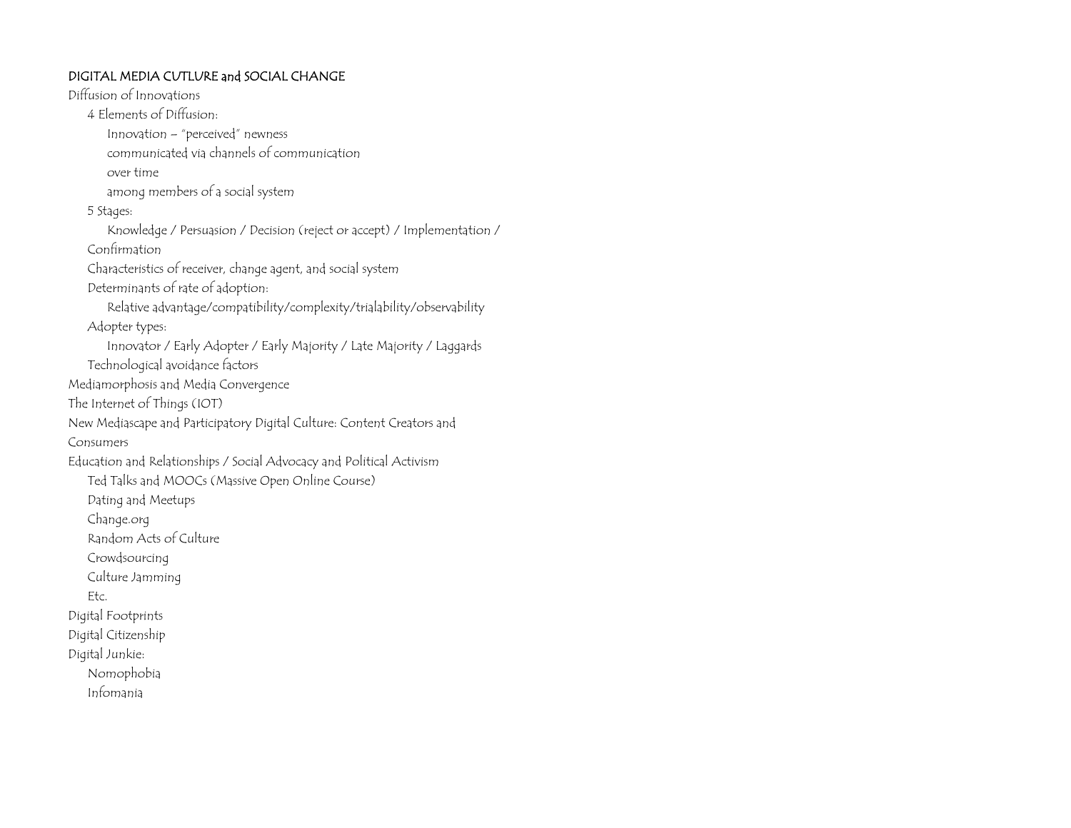**DIGITAL MEDIA CUTLURE and SOCIAL CHANGE**

Diffusion of Innovations
- 4 Elements of Diffusion:
  - Innovation – "perceived" newness
  - communicated via channels of communication
  - over time
  - among members of a social system
- 5 Stages:
  - Knowledge / Persuasion / Decision (reject or accept) / Implementation / Confirmation
- Characteristics of receiver, change agent, and social system
- Determinants of rate of adoption:
  - Relative advantage/compatibility/complexity/trialability/observability
- Adopter types:
  - Innovator / Early Adopter / Early Majority / Late Majority / Laggards
- Technological avoidance factors

Mediamorphosis and Media Convergence

The Internet of Things (IOT)

New Mediascape and Participatory Digital Culture: Content Creators and Consumers

Education and Relationships / Social Advocacy and Political Activism
- Ted Talks and MOOCs (Massive Open Online Course)
- Dating and Meetups
- Change.org
- Random Acts of Culture
- Crowdsourcing
- Culture Jamming
- Etc.

Digital Footprints

Digital Citizenship

Digital Junkie:
- Nomophobia
- Infomania